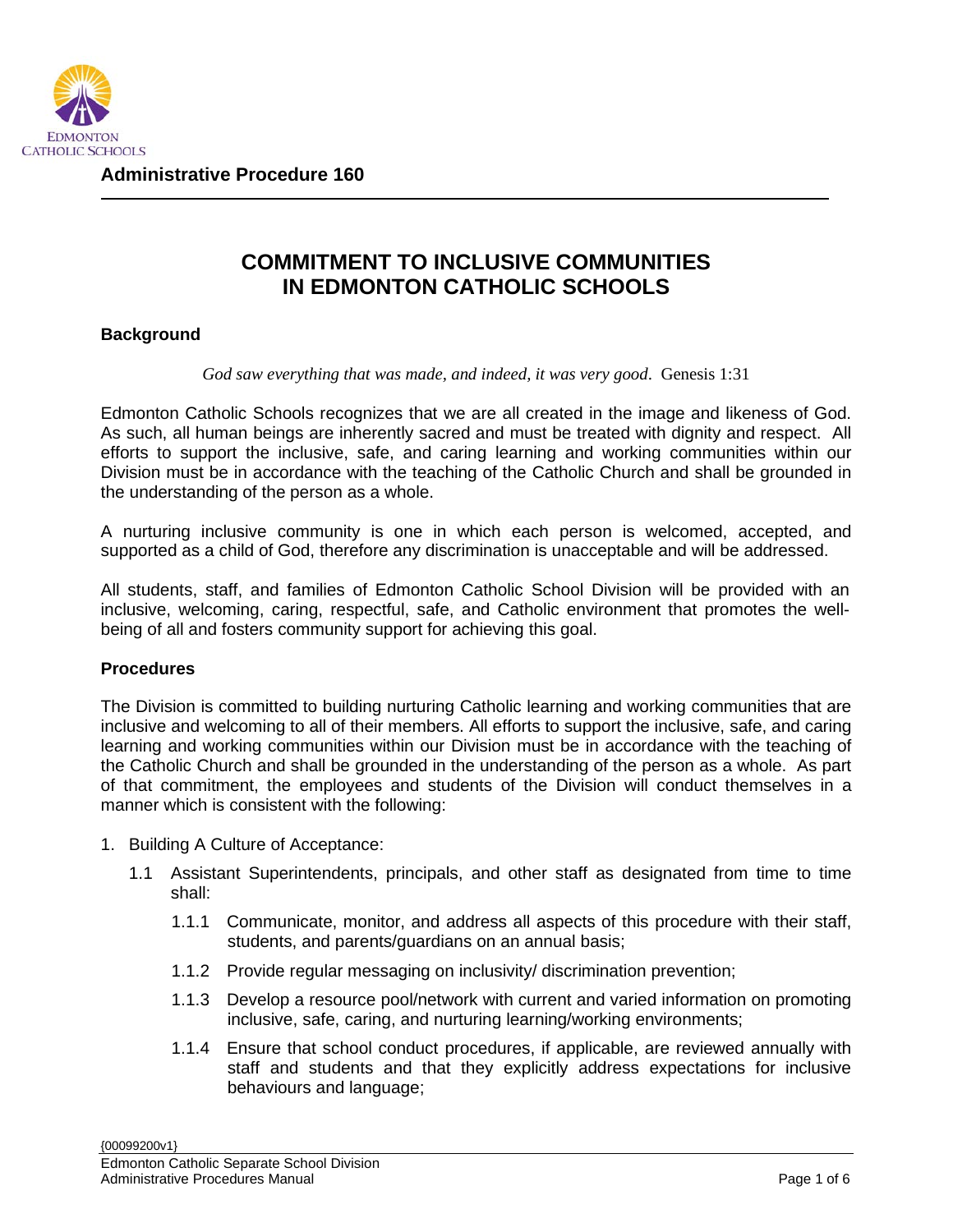**Administrative Procedure 160**

# COMMITMENT TO INCLUSIVE COMMUNITIES IN EDMONTON CATHOLIC SCHOOLS

## Background

*God saw everything that was made, and indeed, it was very good.* Genesis 1:31

Edmonton Catholic Schools recognizes that we are all created in the image and likeness of God. As such, all human beings are inherently sacred and must be treated with dignity and respect. All efforts to support the inclusive, safe, and caring learning and working communities within our Division must be in accordance with the teaching of the Catholic Church and shall be grounded in the understanding of the person as a whole.

A nurturing inclusive community is one in which each person is welcomed, accepted, and supported as a child of God, therefore any discrimination is unacceptable and will be addressed.

All students, staff, and families of Edmonton Catholic School Division will be provided with an inclusive, welcoming, caring, respectful, safe, and Catholic environment that promotes the well-being of all and fosters community support for achieving this goal.

## Procedures

The Division is committed to building nurturing Catholic learning and working communities that are inclusive and welcoming to all of their members. All efforts to support the inclusive, safe, and caring learning and working communities within our Division must be in accordance with the teaching of the Catholic Church and shall be grounded in the understanding of the person as a whole. As part of that commitment, the employees and students of the Division will conduct themselves in a manner which is consistent with the following:

1. Building A Culture of Acceptance:
   - 1.1 Assistant Superintendents, principals, and other staff as designated from time to time shall:
     - 1.1.1 Communicate, monitor, and address all aspects of this procedure with their staff, students, and parents/guardians on an annual basis;
     - 1.1.2 Provide regular messaging on inclusivity/ discrimination prevention;
     - 1.1.3 Develop a resource pool/network with current and varied information on promoting inclusive, safe, caring, and nurturing learning/working environments;
     - 1.1.4 Ensure that school conduct procedures, if applicable, are reviewed annually with staff and students and that they explicitly address expectations for inclusive behaviours and language;

{00099200v1}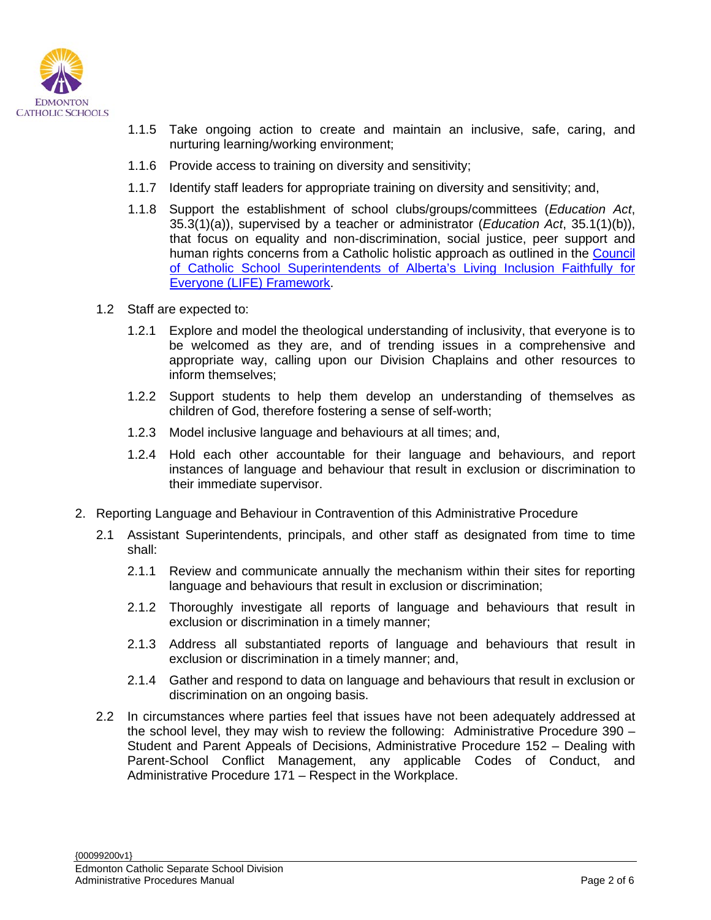1.1.5 Take ongoing action to create and maintain an inclusive, safe, caring, and nurturing learning/working environment;

1.1.6 Provide access to training on diversity and sensitivity;

1.1.7 Identify staff leaders for appropriate training on diversity and sensitivity; and,

1.1.8 Support the establishment of school clubs/groups/committees (*Education Act*, 35.3(1)(a)), supervised by a teacher or administrator (*Education Act*, 35.1(1)(b)), that focus on equality and non-discrimination, social justice, peer support and human rights concerns from a Catholic holistic approach as outlined in the Council of Catholic School Superintendents of Alberta's Living Inclusion Faithfully for Everyone (LIFE) Framework.

1.2 Staff are expected to:

1.2.1 Explore and model the theological understanding of inclusivity, that everyone is to be welcomed as they are, and of trending issues in a comprehensive and appropriate way, calling upon our Division Chaplains and other resources to inform themselves;

1.2.2 Support students to help them develop an understanding of themselves as children of God, therefore fostering a sense of self-worth;

1.2.3 Model inclusive language and behaviours at all times; and,

1.2.4 Hold each other accountable for their language and behaviours, and report instances of language and behaviour that result in exclusion or discrimination to their immediate supervisor.

2. Reporting Language and Behaviour in Contravention of this Administrative Procedure

2.1 Assistant Superintendents, principals, and other staff as designated from time to time shall:

2.1.1 Review and communicate annually the mechanism within their sites for reporting language and behaviours that result in exclusion or discrimination;

2.1.2 Thoroughly investigate all reports of language and behaviours that result in exclusion or discrimination in a timely manner;

2.1.3 Address all substantiated reports of language and behaviours that result in exclusion or discrimination in a timely manner; and,

2.1.4 Gather and respond to data on language and behaviours that result in exclusion or discrimination on an ongoing basis.

2.2 In circumstances where parties feel that issues have not been adequately addressed at the school level, they may wish to review the following: Administrative Procedure 390 – Student and Parent Appeals of Decisions, Administrative Procedure 152 – Dealing with Parent-School Conflict Management, any applicable Codes of Conduct, and Administrative Procedure 171 – Respect in the Workplace.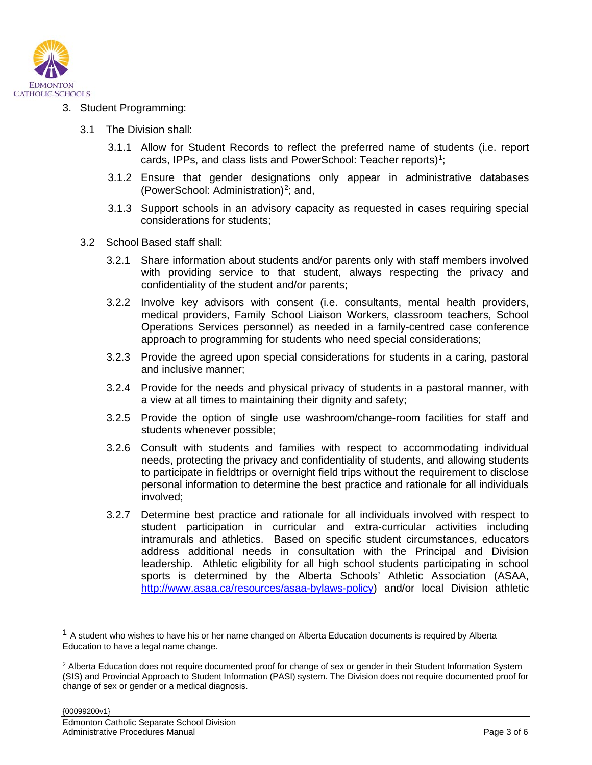3. Student Programming:

   3.1 The Division shall:

      3.1.1 Allow for Student Records to reflect the preferred name of students (i.e. report cards, IPPs, and class lists and PowerSchool: Teacher reports)[1];

      3.1.2 Ensure that gender designations only appear in administrative databases (PowerSchool: Administration)[2]; and,

      3.1.3 Support schools in an advisory capacity as requested in cases requiring special considerations for students;

   3.2 School Based staff shall:

      3.2.1 Share information about students and/or parents only with staff members involved with providing service to that student, always respecting the privacy and confidentiality of the student and/or parents;

      3.2.2 Involve key advisors with consent (i.e. consultants, mental health providers, medical providers, Family School Liaison Workers, classroom teachers, School Operations Services personnel) as needed in a family-centred case conference approach to programming for students who need special considerations;

      3.2.3 Provide the agreed upon special considerations for students in a caring, pastoral and inclusive manner;

      3.2.4 Provide for the needs and physical privacy of students in a pastoral manner, with a view at all times to maintaining their dignity and safety;

      3.2.5 Provide the option of single use washroom/change-room facilities for staff and students whenever possible;

      3.2.6 Consult with students and families with respect to accommodating individual needs, protecting the privacy and confidentiality of students, and allowing students to participate in fieldtrips or overnight field trips without the requirement to disclose personal information to determine the best practice and rationale for all individuals involved;

      3.2.7 Determine best practice and rationale for all individuals involved with respect to student participation in curricular and extra-curricular activities including intramurals and athletics. Based on specific student circumstances, educators address additional needs in consultation with the Principal and Division leadership. Athletic eligibility for all high school students participating in school sports is determined by the Alberta Schools' Athletic Association (ASAA, http://www.asaa.ca/resources/asaa-bylaws-policy) and/or local Division athletic

---

[1] A student who wishes to have his or her name changed on Alberta Education documents is required by Alberta Education to have a legal name change.

[2] Alberta Education does not require documented proof for change of sex or gender in their Student Information System (SIS) and Provincial Approach to Student Information (PASI) system. The Division does not require documented proof for change of sex or gender or a medical diagnosis.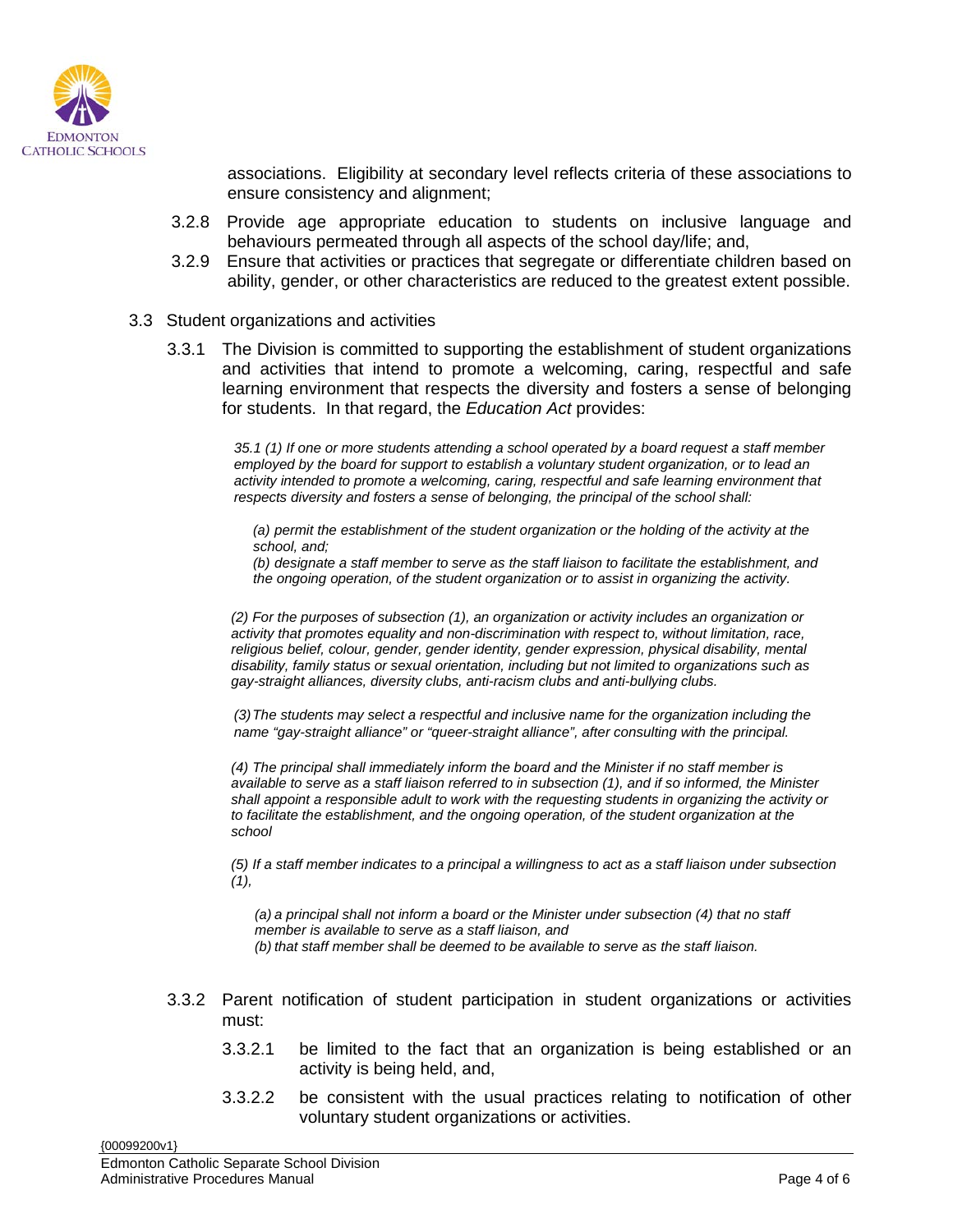associations. Eligibility at secondary level reflects criteria of these associations to ensure consistency and alignment;

3.2.8 Provide age appropriate education to students on inclusive language and behaviours permeated through all aspects of the school day/life; and,

3.2.9 Ensure that activities or practices that segregate or differentiate children based on ability, gender, or other characteristics are reduced to the greatest extent possible.

3.3 Student organizations and activities

3.3.1 The Division is committed to supporting the establishment of student organizations and activities that intend to promote a welcoming, caring, respectful and safe learning environment that respects the diversity and fosters a sense of belonging for students. In that regard, the *Education Act* provides:

> *35.1 (1) If one or more students attending a school operated by a board request a staff member employed by the board for support to establish a voluntary student organization, or to lead an activity intended to promote a welcoming, caring, respectful and safe learning environment that respects diversity and fosters a sense of belonging, the principal of the school shall:*
>
> *(a) permit the establishment of the student organization or the holding of the activity at the school, and;*
>
> *(b) designate a staff member to serve as the staff liaison to facilitate the establishment, and the ongoing operation, of the student organization or to assist in organizing the activity.*
>
> *(2) For the purposes of subsection (1), an organization or activity includes an organization or activity that promotes equality and non-discrimination with respect to, without limitation, race, religious belief, colour, gender, gender identity, gender expression, physical disability, mental disability, family status or sexual orientation, including but not limited to organizations such as gay-straight alliances, diversity clubs, anti-racism clubs and anti-bullying clubs.*
>
> *(3) The students may select a respectful and inclusive name for the organization including the name "gay-straight alliance" or "queer-straight alliance", after consulting with the principal.*
>
> *(4) The principal shall immediately inform the board and the Minister if no staff member is available to serve as a staff liaison referred to in subsection (1), and if so informed, the Minister shall appoint a responsible adult to work with the requesting students in organizing the activity or to facilitate the establishment, and the ongoing operation, of the student organization at the school*
>
> *(5) If a staff member indicates to a principal a willingness to act as a staff liaison under subsection (1),*
>
> *(a) a principal shall not inform a board or the Minister under subsection (4) that no staff member is available to serve as a staff liaison, and*
>
> *(b) that staff member shall be deemed to be available to serve as the staff liaison.*

3.3.2 Parent notification of student participation in student organizations or activities must:

3.3.2.1 be limited to the fact that an organization is being established or an activity is being held, and,

3.3.2.2 be consistent with the usual practices relating to notification of other voluntary student organizations or activities.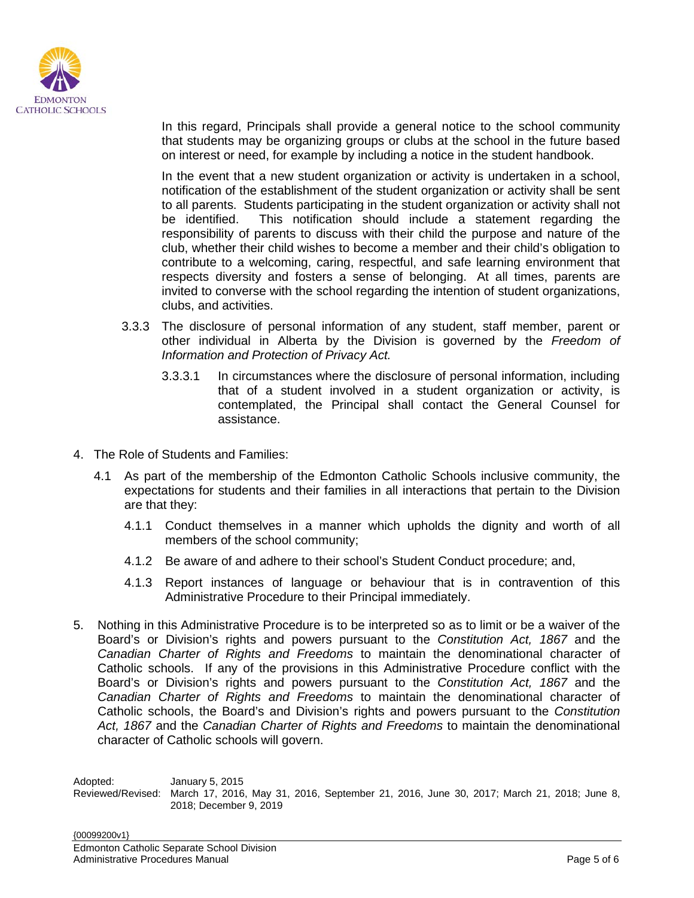In this regard, Principals shall provide a general notice to the school community that students may be organizing groups or clubs at the school in the future based on interest or need, for example by including a notice in the student handbook.

In the event that a new student organization or activity is undertaken in a school, notification of the establishment of the student organization or activity shall be sent to all parents. Students participating in the student organization or activity shall not be identified. This notification should include a statement regarding the responsibility of parents to discuss with their child the purpose and nature of the club, whether their child wishes to become a member and their child's obligation to contribute to a welcoming, caring, respectful, and safe learning environment that respects diversity and fosters a sense of belonging. At all times, parents are invited to converse with the school regarding the intention of student organizations, clubs, and activities.

3.3.3 The disclosure of personal information of any student, staff member, parent or other individual in Alberta by the Division is governed by the *Freedom of Information and Protection of Privacy Act.*

3.3.3.1 In circumstances where the disclosure of personal information, including that of a student involved in a student organization or activity, is contemplated, the Principal shall contact the General Counsel for assistance.

4. The Role of Students and Families:

4.1 As part of the membership of the Edmonton Catholic Schools inclusive community, the expectations for students and their families in all interactions that pertain to the Division are that they:

4.1.1 Conduct themselves in a manner which upholds the dignity and worth of all members of the school community;

4.1.2 Be aware of and adhere to their school's Student Conduct procedure; and,

4.1.3 Report instances of language or behaviour that is in contravention of this Administrative Procedure to their Principal immediately.

5. Nothing in this Administrative Procedure is to be interpreted so as to limit or be a waiver of the Board's or Division's rights and powers pursuant to the *Constitution Act, 1867* and the *Canadian Charter of Rights and Freedoms* to maintain the denominational character of Catholic schools. If any of the provisions in this Administrative Procedure conflict with the Board's or Division's rights and powers pursuant to the *Constitution Act, 1867* and the *Canadian Charter of Rights and Freedoms* to maintain the denominational character of Catholic schools, the Board's and Division's rights and powers pursuant to the *Constitution Act, 1867* and the *Canadian Charter of Rights and Freedoms* to maintain the denominational character of Catholic schools will govern.

Adopted: January 5, 2015
Reviewed/Revised: March 17, 2016, May 31, 2016, September 21, 2016, June 30, 2017; March 21, 2018; June 8, 2018; December 9, 2019

{00099200v1}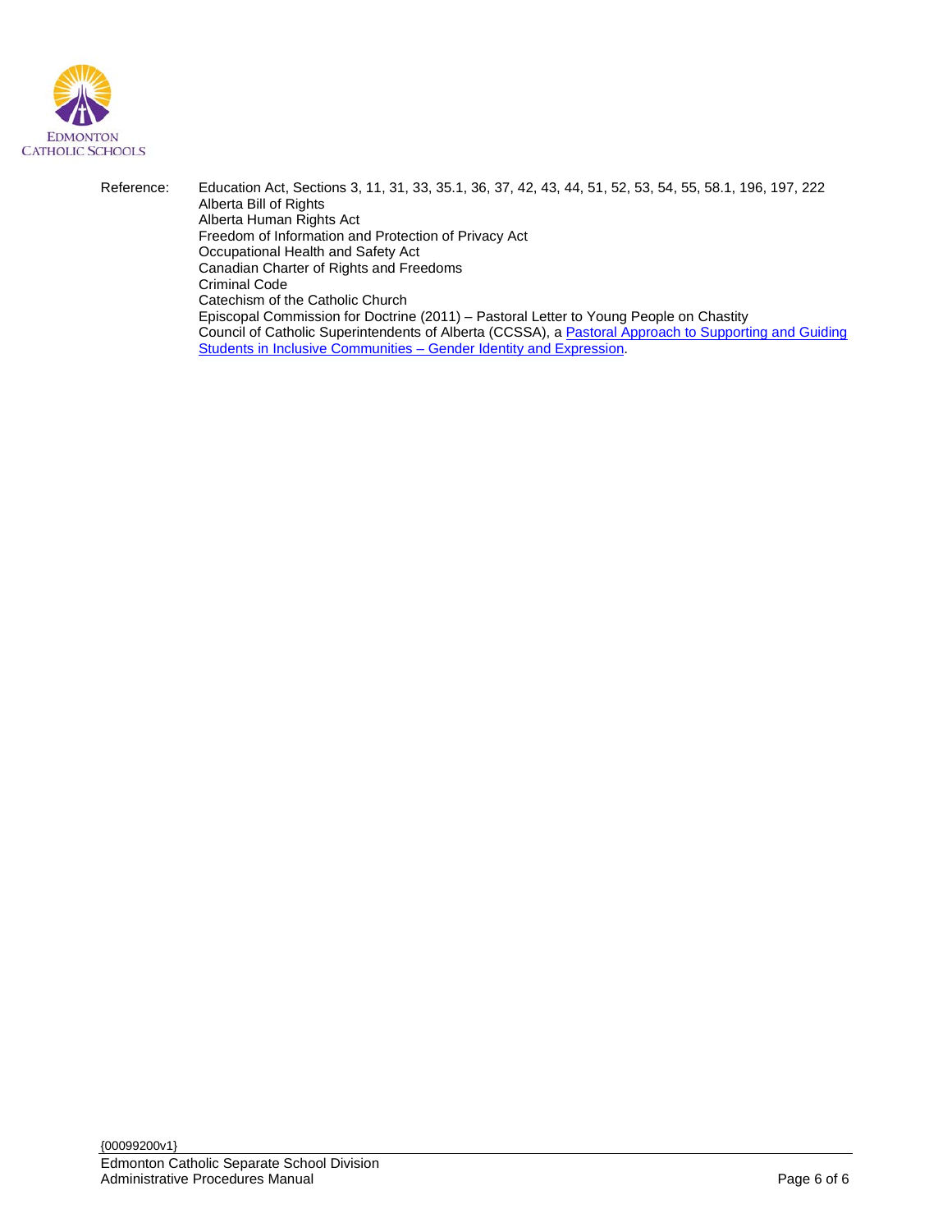Reference: Education Act, Sections 3, 11, 31, 33, 35.1, 36, 37, 42, 43, 44, 51, 52, 53, 54, 55, 58.1, 196, 197, 222
Alberta Bill of Rights
Alberta Human Rights Act
Freedom of Information and Protection of Privacy Act
Occupational Health and Safety Act
Canadian Charter of Rights and Freedoms
Criminal Code
Catechism of the Catholic Church
Episcopal Commission for Doctrine (2011) – Pastoral Letter to Young People on Chastity
Council of Catholic Superintendents of Alberta (CCSSA), a Pastoral Approach to Supporting and Guiding Students in Inclusive Communities – Gender Identity and Expression.

{00099200v1}